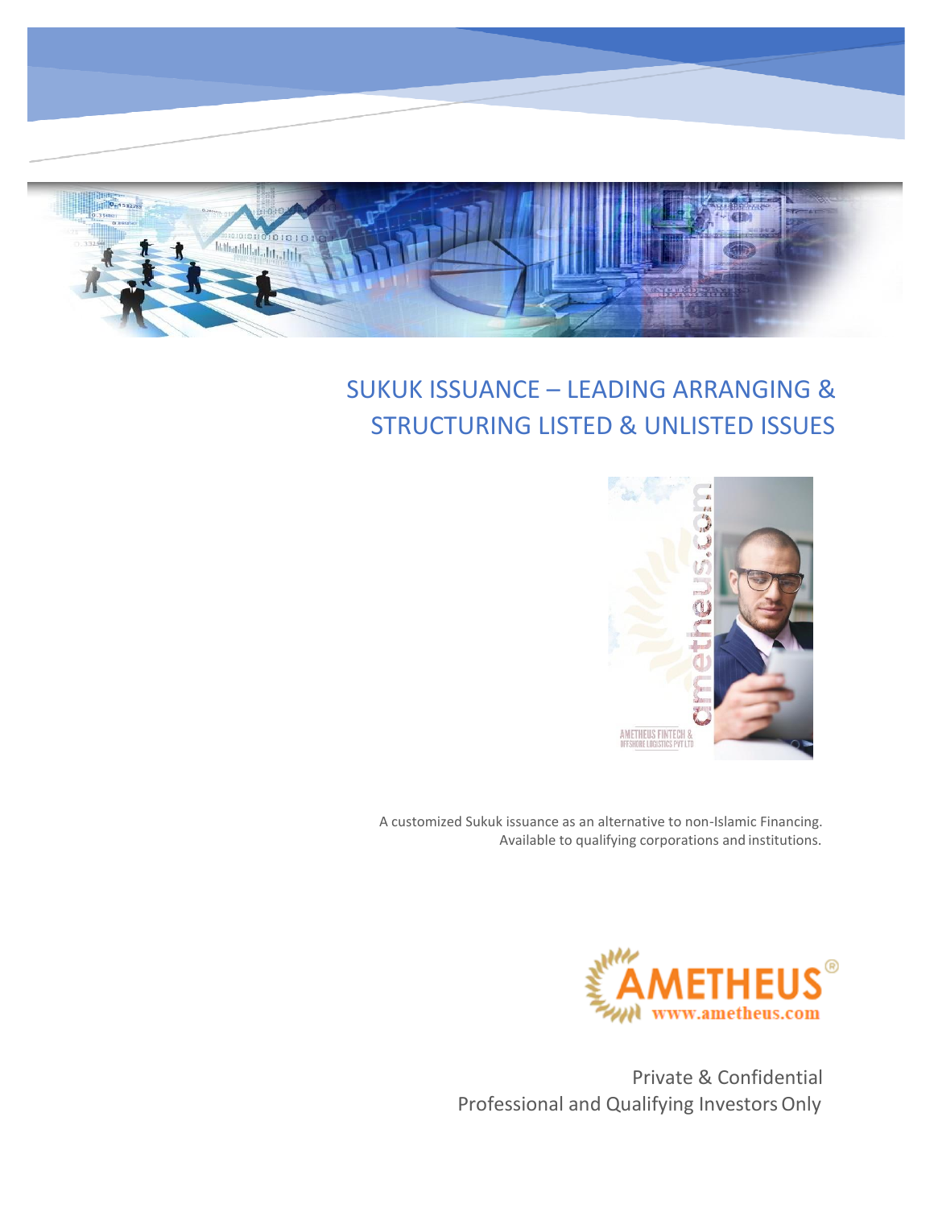# SUKUK ISSUANCE – LEADING ARRANGING & STRUCTURING LISTED & UNLISTED ISSUES

A customized Sukuk issuance as an alternative to non-Islamic Financing. Available to qualifying corporations and institutions.

Private & Confidential
Professional and Qualifying Investors Only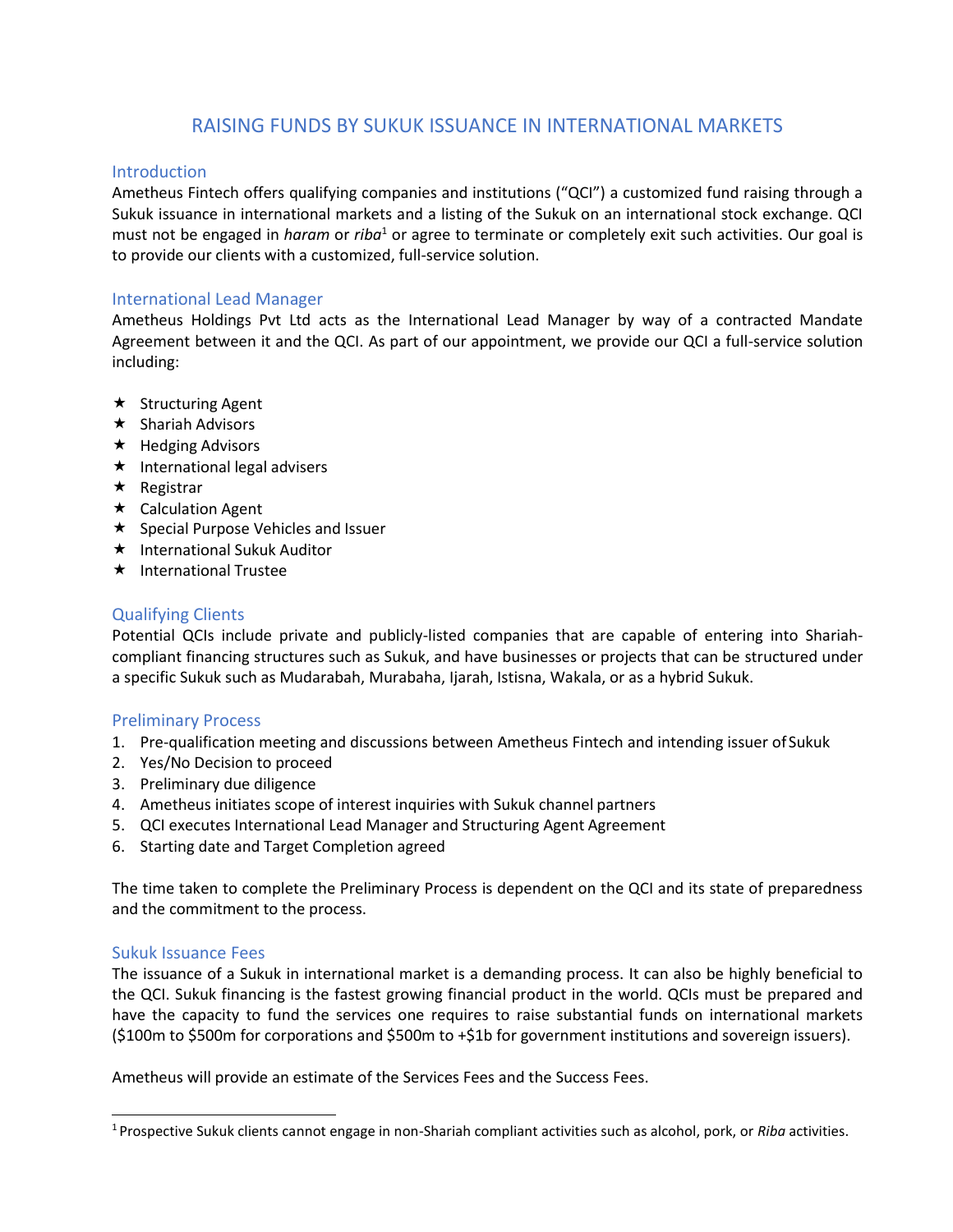# RAISING FUNDS BY SUKUK ISSUANCE IN INTERNATIONAL MARKETS

## Introduction

Ametheus Fintech offers qualifying companies and institutions ("QCI") a customized fund raising through a Sukuk issuance in international markets and a listing of the Sukuk on an international stock exchange. QCI must not be engaged in *haram* or *riba*[1] or agree to terminate or completely exit such activities. Our goal is to provide our clients with a customized, full-service solution.

## International Lead Manager

Ametheus Holdings Pvt Ltd acts as the International Lead Manager by way of a contracted Mandate Agreement between it and the QCI. As part of our appointment, we provide our QCI a full-service solution including:

- Structuring Agent
- Shariah Advisors
- Hedging Advisors
- International legal advisers
- Registrar
- Calculation Agent
- Special Purpose Vehicles and Issuer
- International Sukuk Auditor
- International Trustee

## Qualifying Clients

Potential QCIs include private and publicly-listed companies that are capable of entering into Shariah-compliant financing structures such as Sukuk, and have businesses or projects that can be structured under a specific Sukuk such as Mudarabah, Murabaha, Ijarah, Istisna, Wakala, or as a hybrid Sukuk.

## Preliminary Process

1. Pre-qualification meeting and discussions between Ametheus Fintech and intending issuer of Sukuk
2. Yes/No Decision to proceed
3. Preliminary due diligence
4. Ametheus initiates scope of interest inquiries with Sukuk channel partners
5. QCI executes International Lead Manager and Structuring Agent Agreement
6. Starting date and Target Completion agreed

The time taken to complete the Preliminary Process is dependent on the QCI and its state of preparedness and the commitment to the process.

## Sukuk Issuance Fees

The issuance of a Sukuk in international market is a demanding process. It can also be highly beneficial to the QCI. Sukuk financing is the fastest growing financial product in the world. QCIs must be prepared and have the capacity to fund the services one requires to raise substantial funds on international markets ($100m to $500m for corporations and $500m to +$1b for government institutions and sovereign issuers).

Ametheus will provide an estimate of the Services Fees and the Success Fees.

---

[1] Prospective Sukuk clients cannot engage in non-Shariah compliant activities such as alcohol, pork, or *Riba* activities.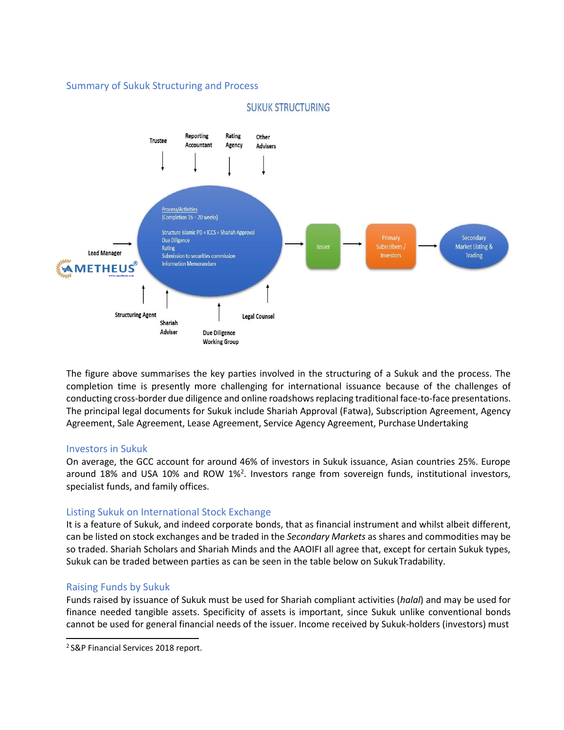## Summary of Sukuk Structuring and Process

SUKUK STRUCTURING

Trustee | Reporting Accountant | Rating Agency | Other Advisers

Process/Activities
(Completion 16 – 20 weeks)

Structure Islamic PD + ICCS + Shariah Approval
Due Diligence
Rating
Submission to securities commission
Information Memorandum

Issuer → Primary Subscribers / Investors → Secondary Market Listing & Trading

Lead Manager

Structuring Agent | Shariah Adviser | Due Diligence Working Group | Legal Counsel

The figure above summarises the key parties involved in the structuring of a Sukuk and the process. The completion time is presently more challenging for international issuance because of the challenges of conducting cross-border due diligence and online roadshows replacing traditional face-to-face presentations. The principal legal documents for Sukuk include Shariah Approval (Fatwa), Subscription Agreement, Agency Agreement, Sale Agreement, Lease Agreement, Service Agency Agreement, Purchase Undertaking

### Investors in Sukuk

On average, the GCC account for around 46% of investors in Sukuk issuance, Asian countries 25%. Europe around 18% and USA 10% and ROW 1%[2]. Investors range from sovereign funds, institutional investors, specialist funds, and family offices.

### Listing Sukuk on International Stock Exchange

It is a feature of Sukuk, and indeed corporate bonds, that as financial instrument and whilst albeit different, can be listed on stock exchanges and be traded in the *Secondary Markets* as shares and commodities may be so traded. Shariah Scholars and Shariah Minds and the AAOIFI all agree that, except for certain Sukuk types, Sukuk can be traded between parties as can be seen in the table below on Sukuk Tradability.

### Raising Funds by Sukuk

Funds raised by issuance of Sukuk must be used for Shariah compliant activities (*halal*) and may be used for finance needed tangible assets. Specificity of assets is important, since Sukuk unlike conventional bonds cannot be used for general financial needs of the issuer. Income received by Sukuk-holders (investors) must

[2] S&P Financial Services 2018 report.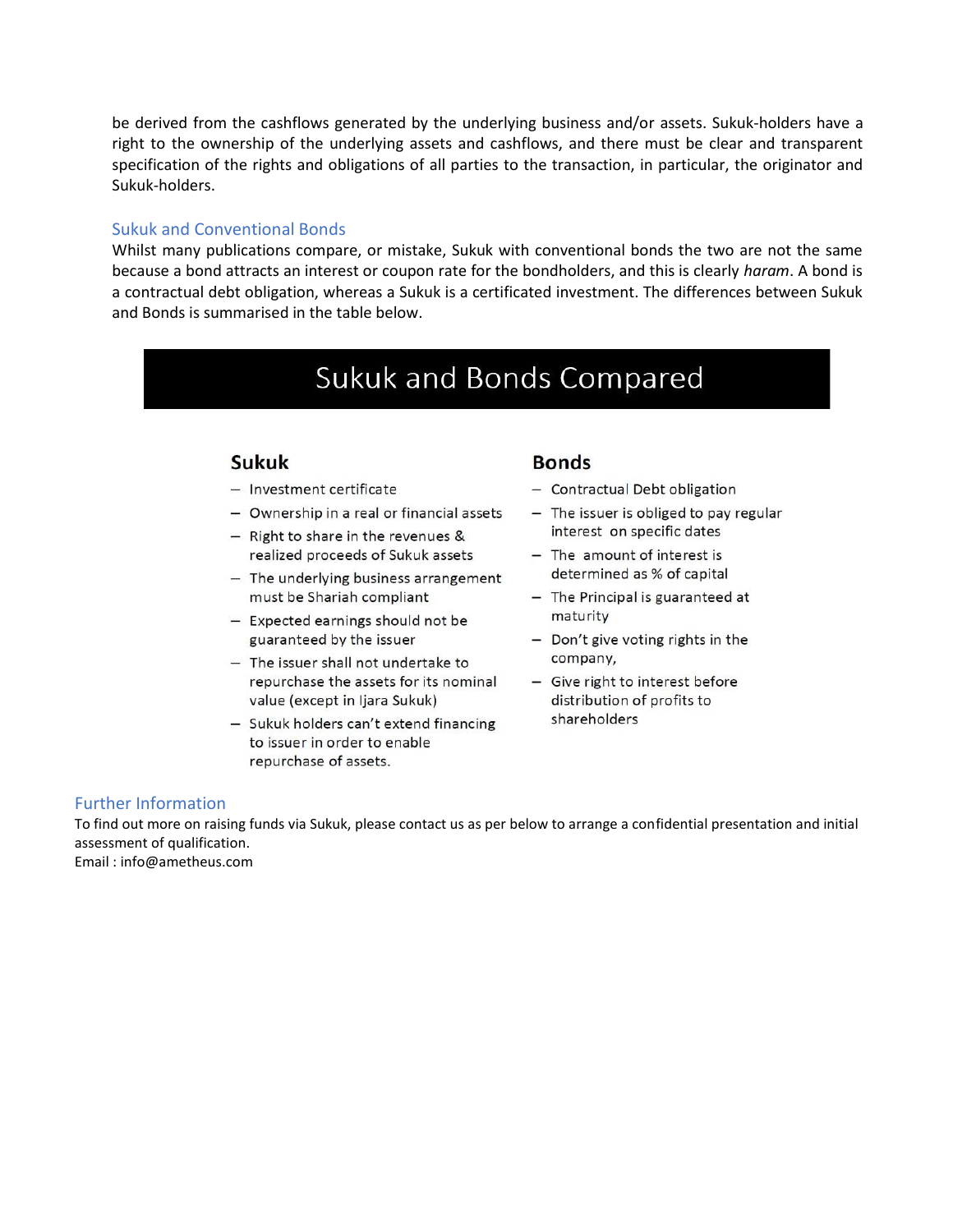be derived from the cashflows generated by the underlying business and/or assets. Sukuk-holders have a right to the ownership of the underlying assets and cashflows, and there must be clear and transparent specification of the rights and obligations of all parties to the transaction, in particular, the originator and Sukuk-holders.

## Sukuk and Conventional Bonds

Whilst many publications compare, or mistake, Sukuk with conventional bonds the two are not the same because a bond attracts an interest or coupon rate for the bondholders, and this is clearly *haram*. A bond is a contractual debt obligation, whereas a Sukuk is a certificated investment. The differences between Sukuk and Bonds is summarised in the table below.

### Sukuk and Bonds Compared

**Sukuk**

- Investment certificate
- Ownership in a real or financial assets
- Right to share in the revenues & realized proceeds of Sukuk assets
- The underlying business arrangement must be Shariah compliant
- Expected earnings should not be guaranteed by the issuer
- The issuer shall not undertake to repurchase the assets for its nominal value (except in Ijara Sukuk)
- Sukuk holders can't extend financing to issuer in order to enable repurchase of assets.

**Bonds**

- Contractual Debt obligation
- The issuer is obliged to pay regular interest on specific dates
- The amount of interest is determined as % of capital
- The Principal is guaranteed at maturity
- Don't give voting rights in the company,
- Give right to interest before distribution of profits to shareholders

## Further Information

To find out more on raising funds via Sukuk, please contact us as per below to arrange a confidential presentation and initial assessment of qualification.
Email : info@ametheus.com